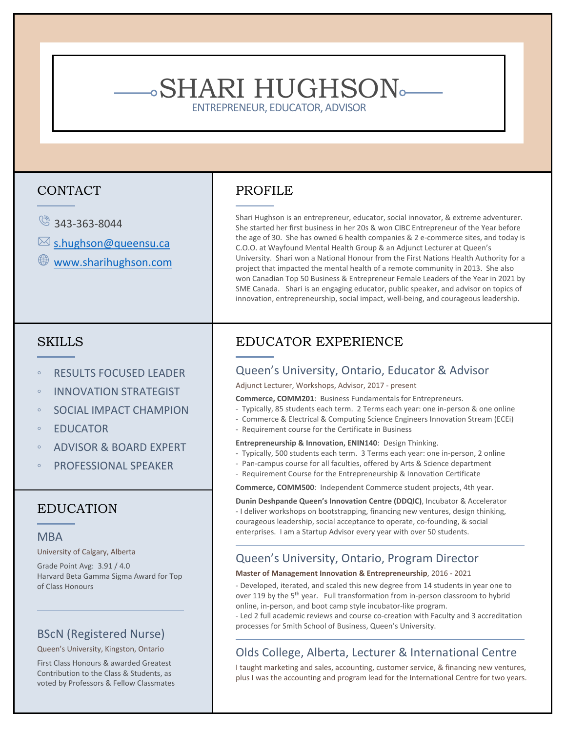# SHARI HUGHSON

ENTREPRENEUR, EDUCATOR, ADVISOR

## CONTACT

343-363-8044

[s.hughson@queensu.ca](mailto:s.hughson@queensu.ca)

[www.sharihughson.com](http://www.sharihughson.com)

## SKILLS

- RESULTS FOCUSED LEADER
- INNOVATION STRATEGIST
- SOCIAL IMPACT CHAMPION
- EDUCATOR
- ADVISOR & BOARD EXPERT
- PROFESSIONAL SPEAKER

## EDUCATION

### MBA

University of Calgary, Alberta

Grade Point Avg: 3.91 / 4.0
Harvard Beta Gamma Sigma Award for Top of Class Honours

### BScN (Registered Nurse)

Queen's University, Kingston, Ontario

First Class Honours & awarded Greatest Contribution to the Class & Students, as voted by Professors & Fellow Classmates

## PROFILE

Shari Hughson is an entrepreneur, educator, social innovator, & extreme adventurer. She started her first business in her 20s & won CIBC Entrepreneur of the Year before the age of 30. She has owned 6 health companies & 2 e-commerce sites, and today is C.O.O. at Wayfound Mental Health Group & an Adjunct Lecturer at Queen's University. Shari won a National Honour from the First Nations Health Authority for a project that impacted the mental health of a remote community in 2013. She also won Canadian Top 50 Business & Entrepreneur Female Leaders of the Year in 2021 by SME Canada. Shari is an engaging educator, public speaker, and advisor on topics of innovation, entrepreneurship, social impact, well-being, and courageous leadership.

## EDUCATOR EXPERIENCE

### Queen's University, Ontario, Educator & Advisor

Adjunct Lecturer, Workshops, Advisor, 2017 - present

**Commerce, COMM201**: Business Fundamentals for Entrepreneurs.
- Typically, 85 students each term. 2 Terms each year: one in-person & one online
- Commerce & Electrical & Computing Science Engineers Innovation Stream (ECEi)
- Requirement course for the Certificate in Business

**Entrepreneurship & Innovation, ENIN140**: Design Thinking.
- Typically, 500 students each term. 3 Terms each year: one in-person, 2 online
- Pan-campus course for all faculties, offered by Arts & Science department
- Requirement Course for the Entrepreneurship & Innovation Certificate

**Commerce, COMM500**: Independent Commerce student projects, 4th year.

**Dunin Deshpande Queen's Innovation Centre (DDQIC)**, Incubator & Accelerator
- I deliver workshops on bootstrapping, financing new ventures, design thinking, courageous leadership, social acceptance to operate, co-founding, & social enterprises. I am a Startup Advisor every year with over 50 students.

### Queen's University, Ontario, Program Director

**Master of Management Innovation & Entrepreneurship**, 2016 - 2021

- Developed, iterated, and scaled this new degree from 14 students in year one to over 119 by the 5th year. Full transformation from in-person classroom to hybrid online, in-person, and boot camp style incubator-like program.
- Led 2 full academic reviews and course co-creation with Faculty and 3 accreditation processes for Smith School of Business, Queen's University.

### Olds College, Alberta, Lecturer & International Centre

I taught marketing and sales, accounting, customer service, & financing new ventures, plus I was the accounting and program lead for the International Centre for two years.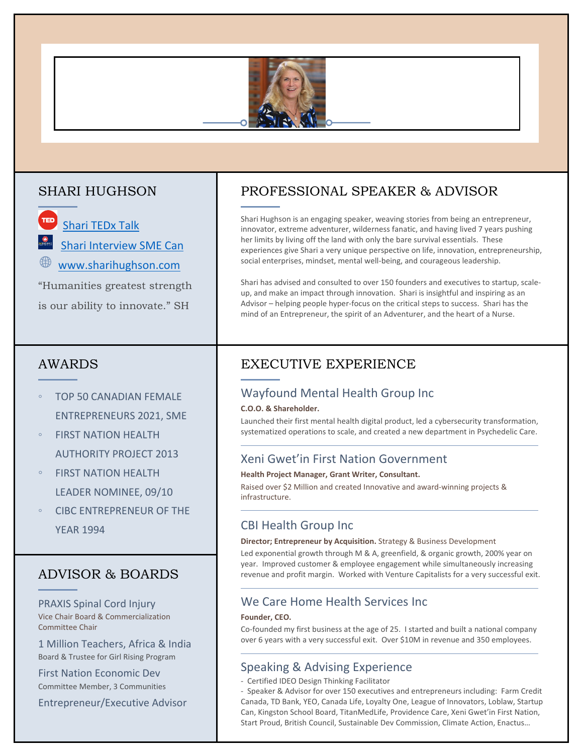## SHARI HUGHSON

Shari TEDx Talk

Shari Interview SME Can

www.sharihughson.com

"Humanities greatest strength is our ability to innovate." SH

## AWARDS

- TOP 50 CANADIAN FEMALE ENTREPRENEURS 2021, SME
- FIRST NATION HEALTH AUTHORITY PROJECT 2013
- FIRST NATION HEALTH LEADER NOMINEE, 09/10
- CIBC ENTREPRENEUR OF THE YEAR 1994

## ADVISOR & BOARDS

PRAXIS Spinal Cord Injury
Vice Chair Board & Commercialization Committee Chair

1 Million Teachers, Africa & India
Board & Trustee for Girl Rising Program

First Nation Economic Dev
Committee Member, 3 Communities

Entrepreneur/Executive Advisor

## PROFESSIONAL SPEAKER & ADVISOR

Shari Hughson is an engaging speaker, weaving stories from being an entrepreneur, innovator, extreme adventurer, wilderness fanatic, and having lived 7 years pushing her limits by living off the land with only the bare survival essentials. These experiences give Shari a very unique perspective on life, innovation, entrepreneurship, social enterprises, mindset, mental well-being, and courageous leadership.

Shari has advised and consulted to over 150 founders and executives to startup, scale-up, and make an impact through innovation. Shari is insightful and inspiring as an Advisor – helping people hyper-focus on the critical steps to success. Shari has the mind of an Entrepreneur, the spirit of an Adventurer, and the heart of a Nurse.

## EXECUTIVE EXPERIENCE

### Wayfound Mental Health Group Inc

**C.O.O. & Shareholder.**

Launched their first mental health digital product, led a cybersecurity transformation, systematized operations to scale, and created a new department in Psychedelic Care.

### Xeni Gwet'in First Nation Government

**Health Project Manager, Grant Writer, Consultant.**

Raised over $2 Million and created Innovative and award-winning projects & infrastructure.

### CBI Health Group Inc

**Director; Entrepreneur by Acquisition.** Strategy & Business Development

Led exponential growth through M & A, greenfield, & organic growth, 200% year on year. Improved customer & employee engagement while simultaneously increasing revenue and profit margin. Worked with Venture Capitalists for a very successful exit.

### We Care Home Health Services Inc

**Founder, CEO.**

Co-founded my first business at the age of 25. I started and built a national company over 6 years with a very successful exit. Over $10M in revenue and 350 employees.

### Speaking & Advising Experience

- Certified IDEO Design Thinking Facilitator
- Speaker & Advisor for over 150 executives and entrepreneurs including: Farm Credit Canada, TD Bank, YEO, Canada Life, Loyalty One, League of Innovators, Loblaw, Startup Can, Kingston School Board, TitanMedLife, Providence Care, Xeni Gwet'in First Nation, Start Proud, British Council, Sustainable Dev Commission, Climate Action, Enactus…